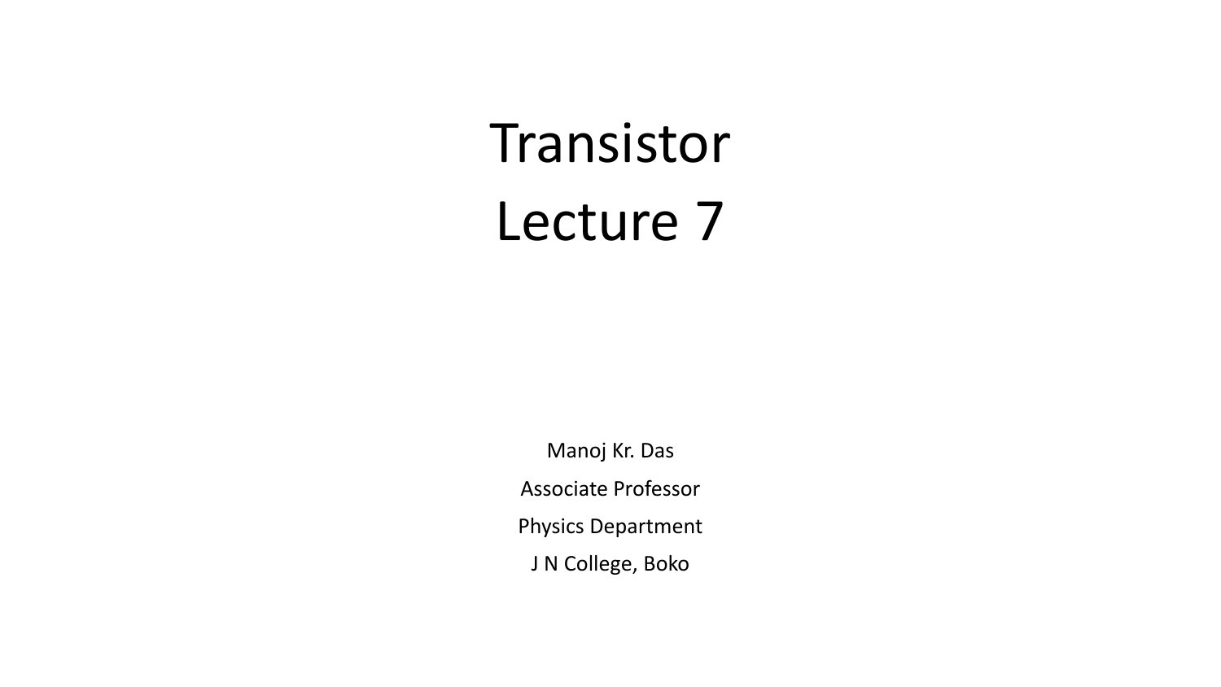# Transistor

# Lecture 7

Manoj Kr. Das

Associate Professor

Physics Department

J N College, Boko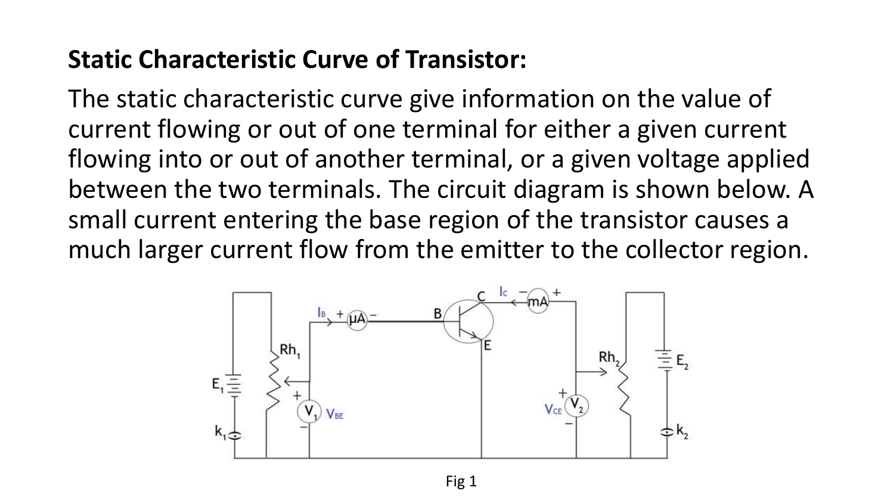**Static Characteristic Curve of Transistor:**

The static characteristic curve give information on the value of current flowing or out of one terminal for either a given current flowing into or out of another terminal, or a given voltage applied between the two terminals. The circuit diagram is shown below. A small current entering the base region of the transistor causes a much larger current flow from the emitter to the collector region.

Fig 1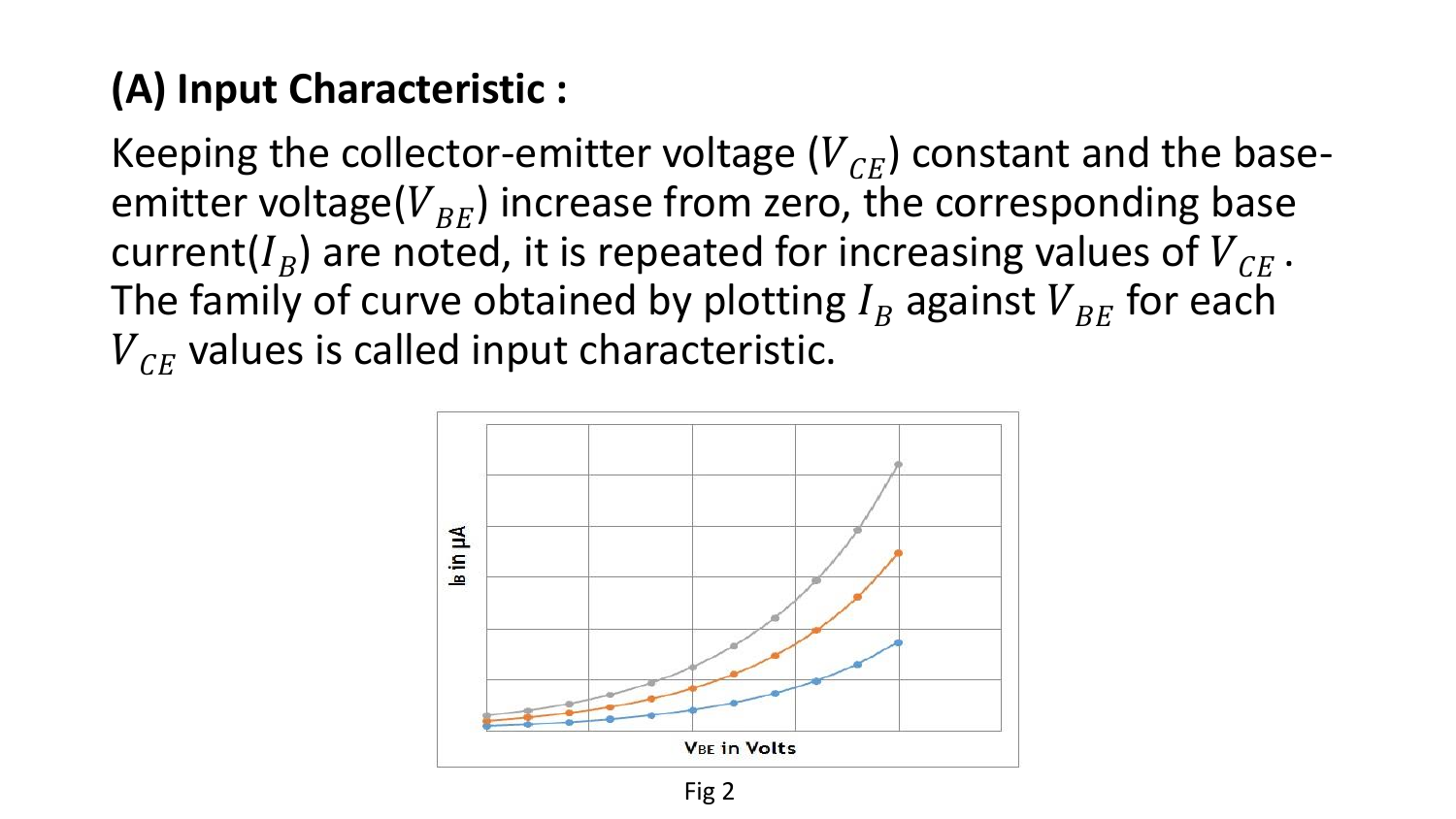## (A) Input Characteristic :

Keeping the collector-emitter voltage ($V_{CE}$) constant and the base-emitter voltage($V_{BE}$) increase from zero, the corresponding base current($I_B$) are noted, it is repeated for increasing values of $V_{CE}$. The family of curve obtained by plotting $I_B$ against $V_{BE}$ for each $V_{CE}$ values is called input characteristic.

Fig 2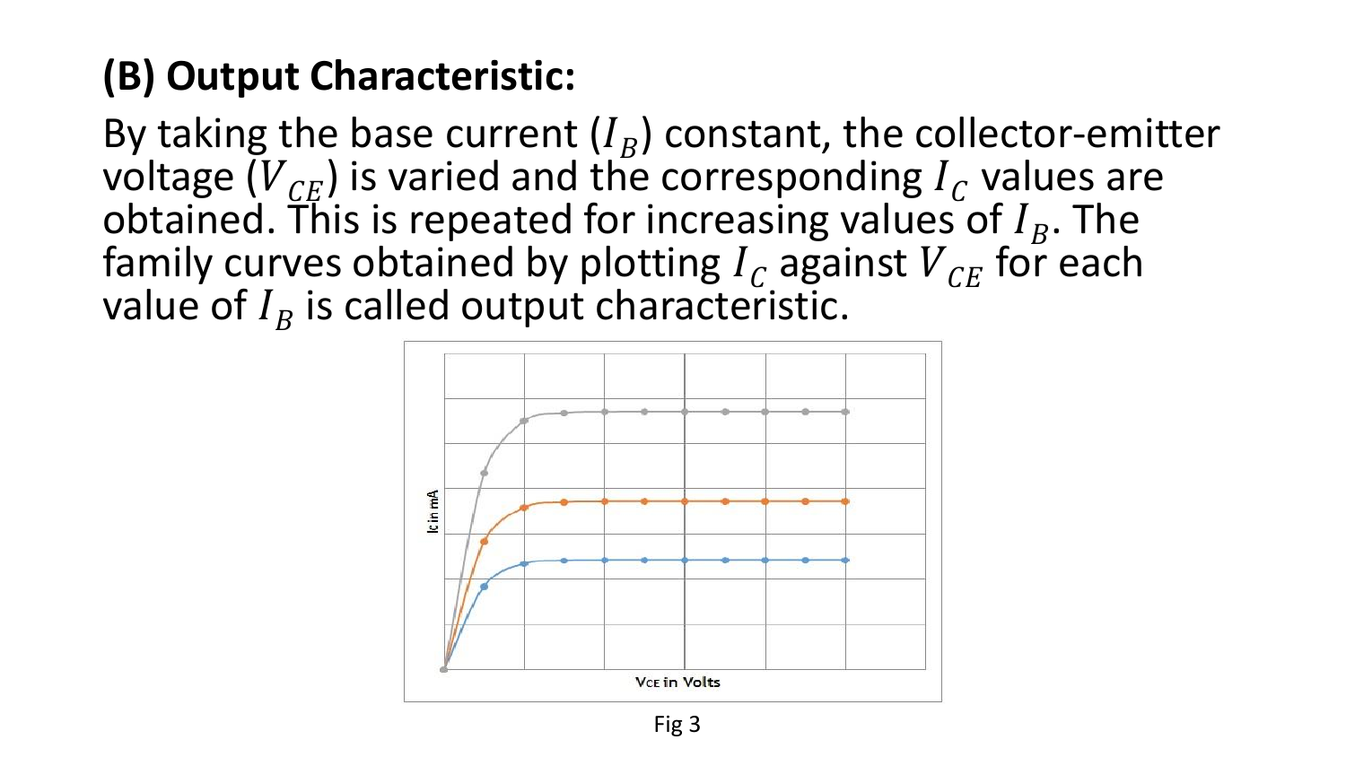## (B) Output Characteristic:

By taking the base current ($I_B$) constant, the collector-emitter voltage ($V_{CE}$) is varied and the corresponding $I_C$ values are obtained. This is repeated for increasing values of $I_B$. The family curves obtained by plotting $I_C$ against $V_{CE}$ for each value of $I_B$ is called output characteristic.

Fig 3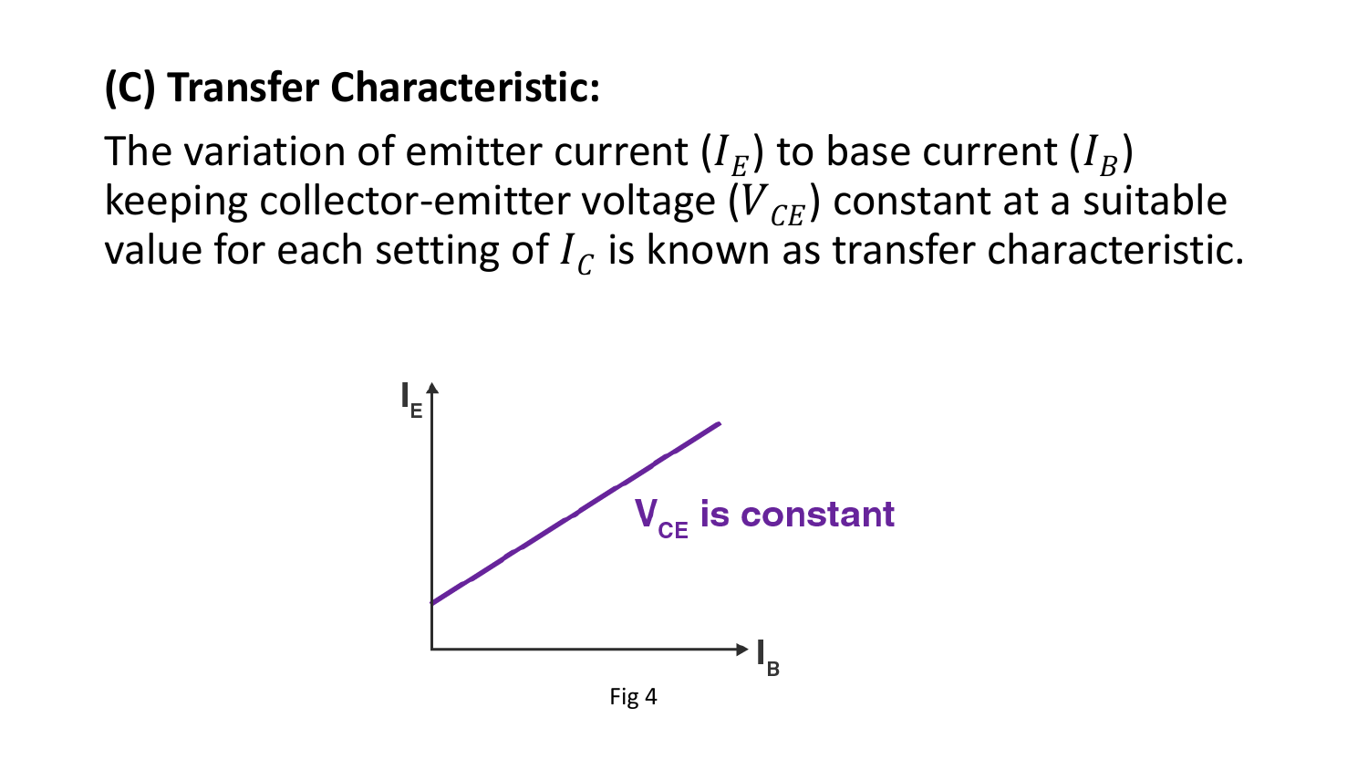## (C) Transfer Characteristic:

The variation of emitter current ($I_E$) to base current ($I_B$) keeping collector-emitter voltage ($V_{CE}$) constant at a suitable value for each setting of $I_C$ is known as transfer characteristic.

Fig 4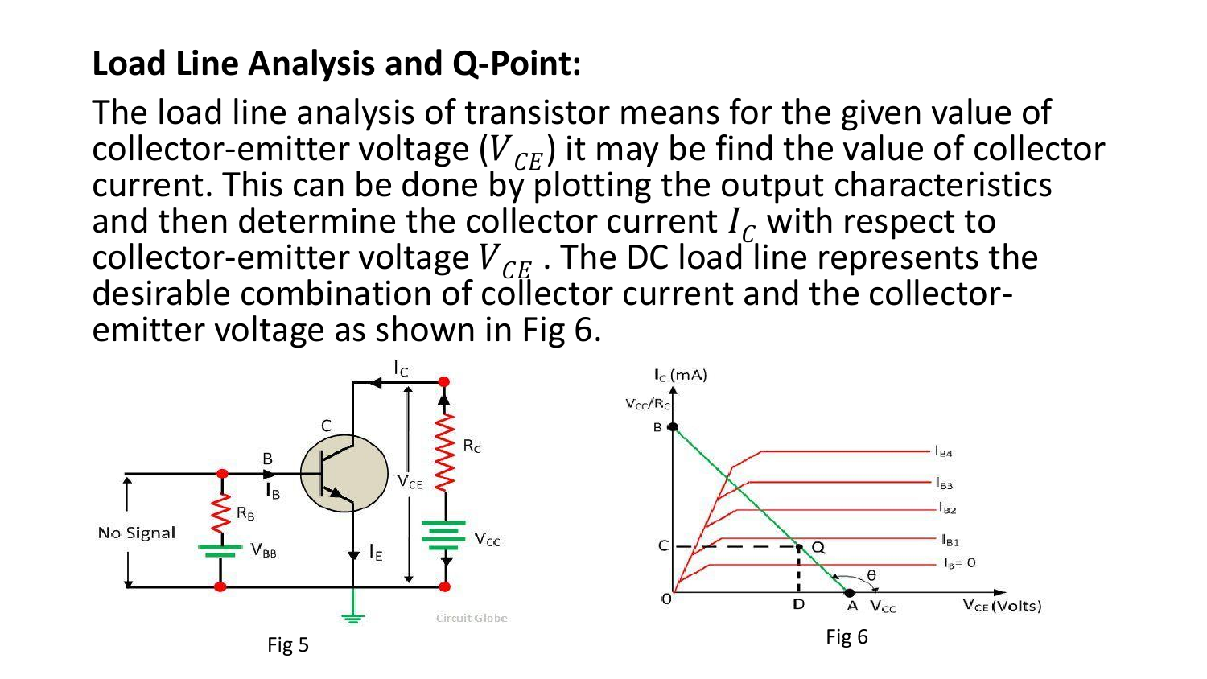## Load Line Analysis and Q-Point:

The load line analysis of transistor means for the given value of collector-emitter voltage ($V_{CE}$) it may be find the value of collector current. This can be done by plotting the output characteristics and then determine the collector current $I_C$ with respect to collector-emitter voltage $V_{CE}$ . The DC load line represents the desirable combination of collector current and the collector-emitter voltage as shown in Fig 6.

Fig 5

Fig 6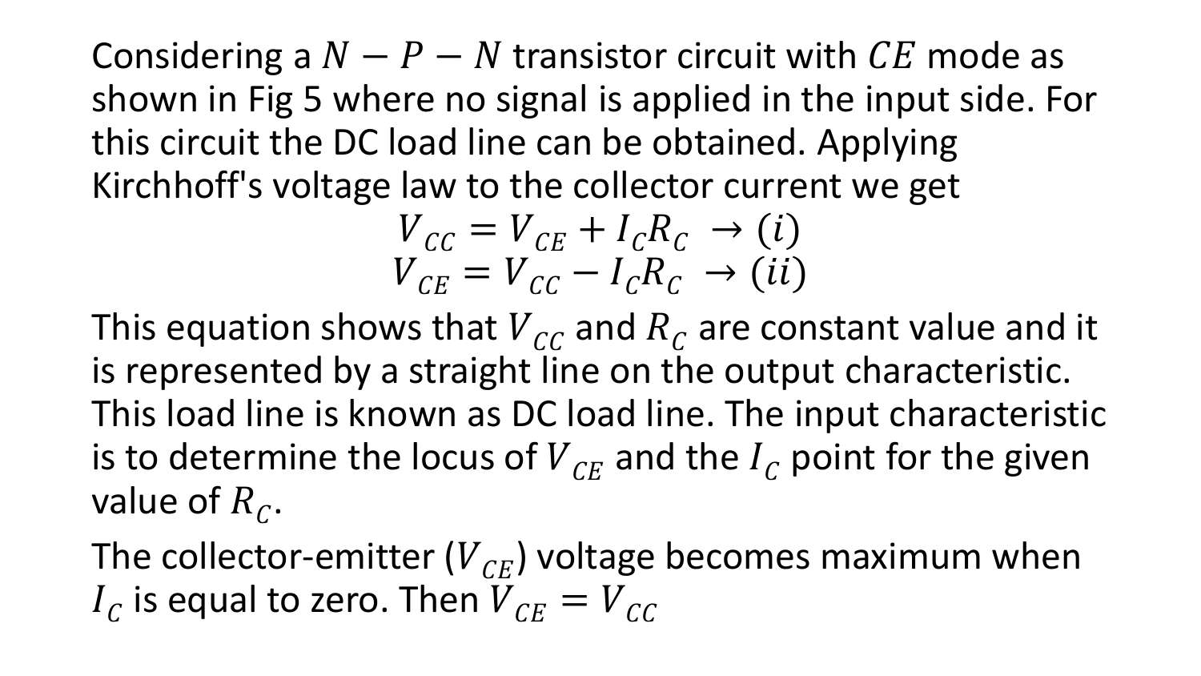Considering a $N - P - N$ transistor circuit with $CE$ mode as shown in Fig 5 where no signal is applied in the input side. For this circuit the DC load line can be obtained. Applying Kirchhoff's voltage law to the collector current we get

$$V_{CC} = V_{CE} + I_C R_C \;\rightarrow (i)$$

$$V_{CE} = V_{CC} - I_C R_C \;\rightarrow (ii)$$

This equation shows that $V_{CC}$ and $R_C$ are constant value and it is represented by a straight line on the output characteristic. This load line is known as DC load line. The input characteristic is to determine the locus of $V_{CE}$ and the $I_C$ point for the given value of $R_C$.

The collector-emitter ($V_{CE}$) voltage becomes maximum when $I_C$ is equal to zero. Then $V_{CE} = V_{CC}$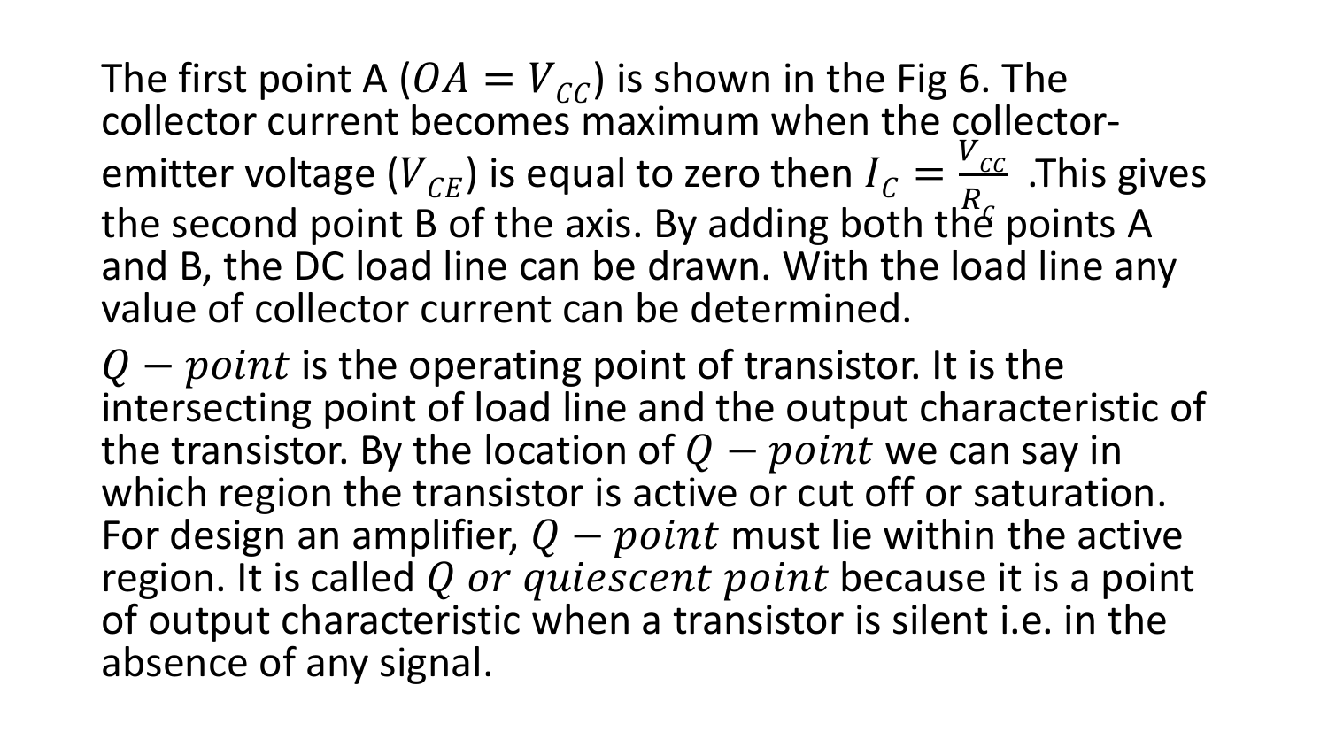The first point A ($OA = V_{CC}$) is shown in the Fig 6. The collector current becomes maximum when the collector-emitter voltage ($V_{CE}$) is equal to zero then $I_C = \frac{V_{CC}}{R_C}$ .This gives the second point B of the axis. By adding both the points A and B, the DC load line can be drawn. With the load line any value of collector current can be determined.

$Q - point$ is the operating point of transistor. It is the intersecting point of load line and the output characteristic of the transistor. By the location of $Q - point$ we can say in which region the transistor is active or cut off or saturation. For design an amplifier, $Q - point$ must lie within the active region. It is called $Q\ or\ quiescent\ point$ because it is a point of output characteristic when a transistor is silent i.e. in the absence of any signal.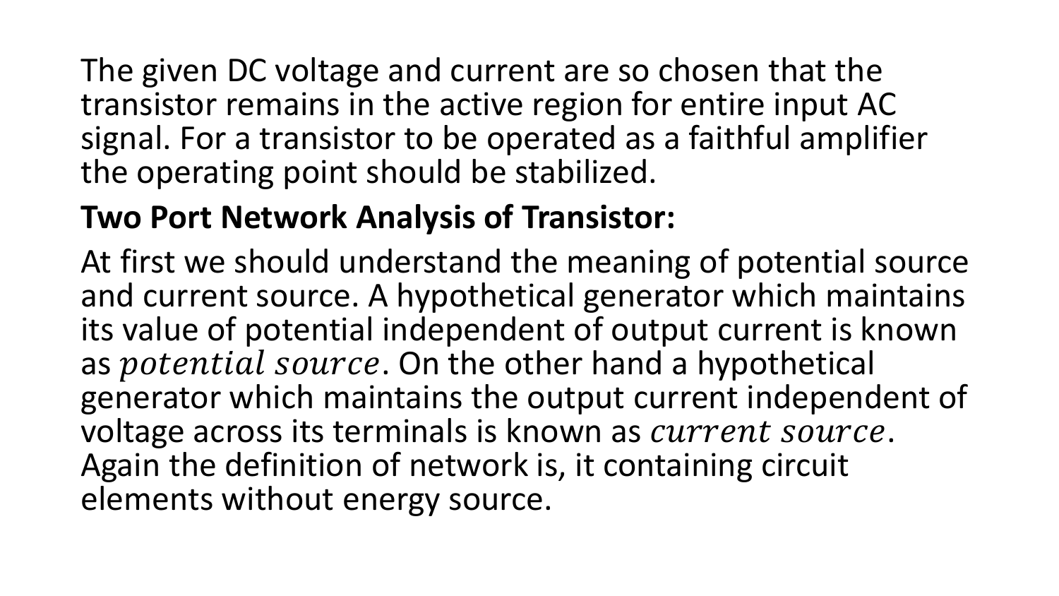The given DC voltage and current are so chosen that the transistor remains in the active region for entire input AC signal. For a transistor to be operated as a faithful amplifier the operating point should be stabilized.

**Two Port Network Analysis of Transistor:**

At first we should understand the meaning of potential source and current source. A hypothetical generator which maintains its value of potential independent of output current is known as $potential\ source$. On the other hand a hypothetical generator which maintains the output current independent of voltage across its terminals is known as $current\ source$. Again the definition of network is, it containing circuit elements without energy source.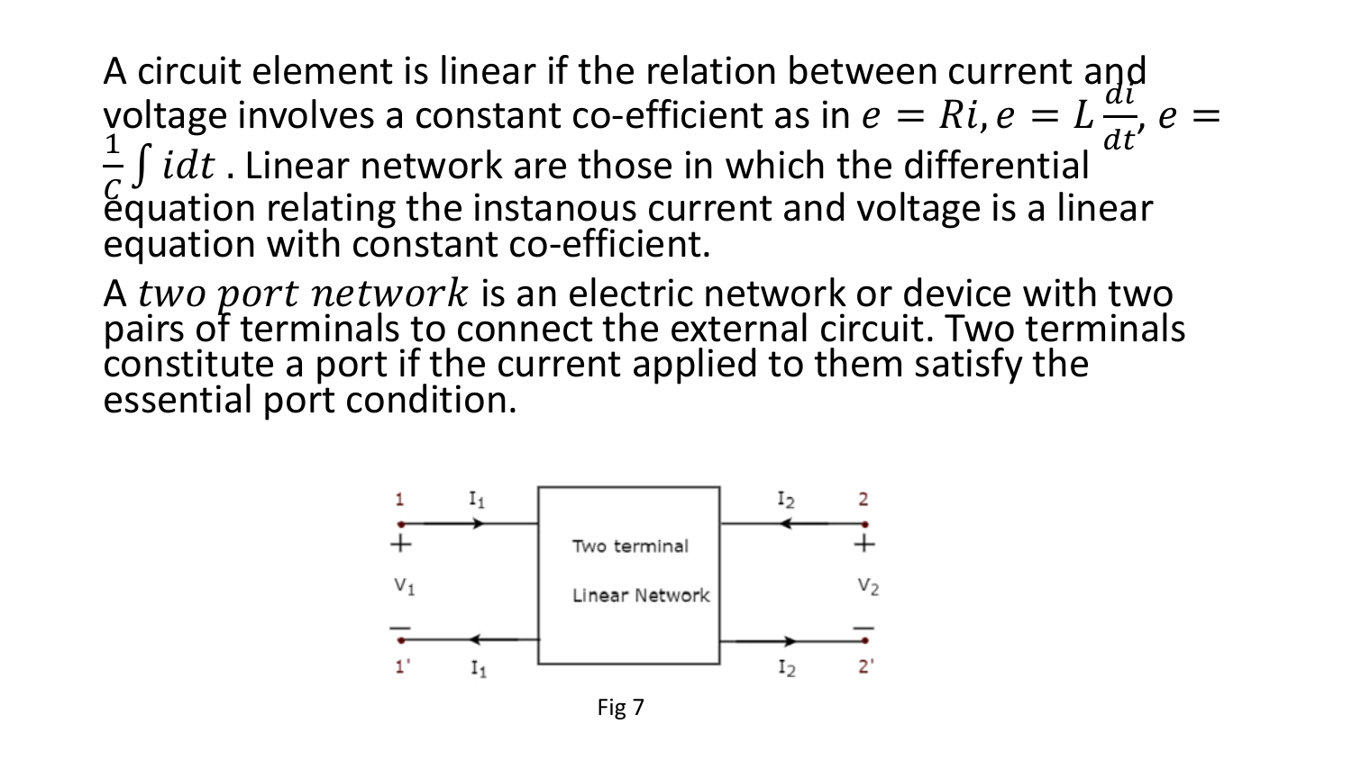A circuit element is linear if the relation between current and voltage involves a constant co-efficient as in $e = Ri, e = L\frac{di}{dt}, e = \frac{1}{C}\int idt$ . Linear network are those in which the differential equation relating the instanous current and voltage is a linear equation with constant co-efficient.

A $two\ port\ network$ is an electric network or device with two pairs of terminals to connect the external circuit. Two terminals constitute a port if the current applied to them satisfy the essential port condition.

Fig 7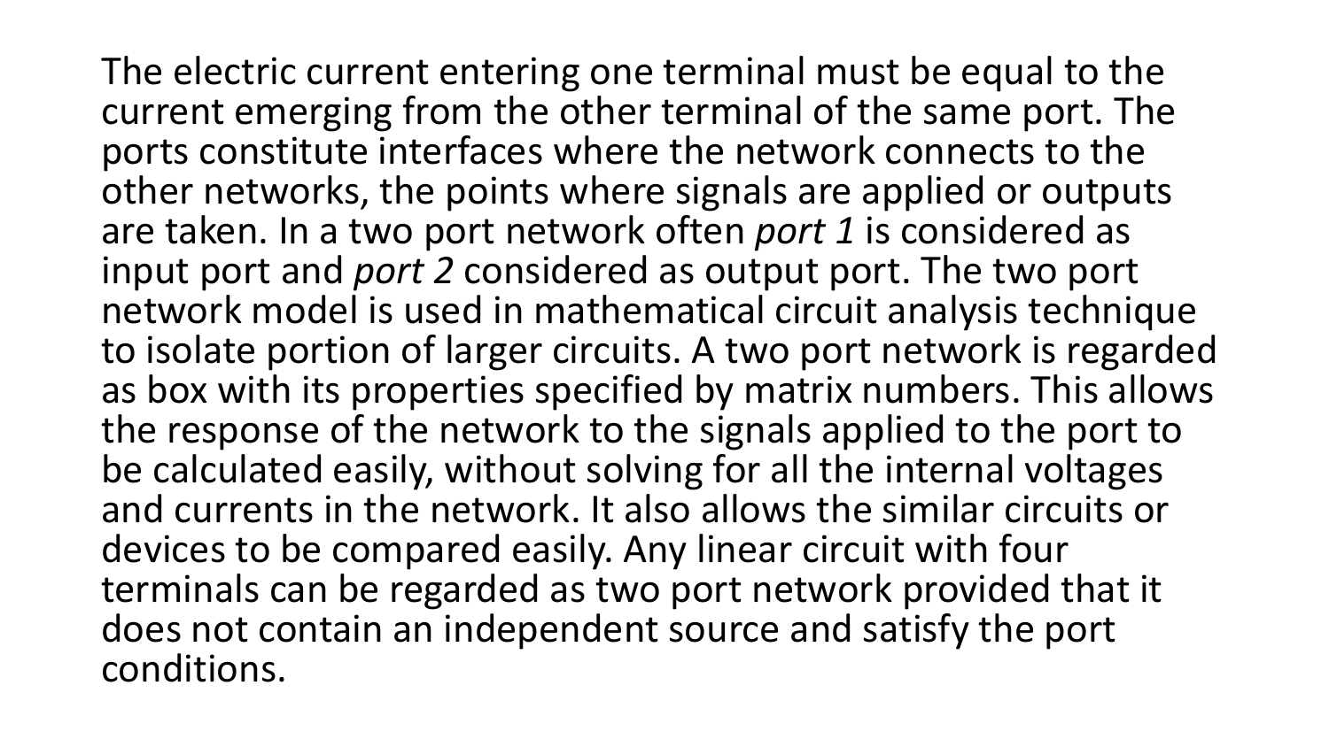The electric current entering one terminal must be equal to the current emerging from the other terminal of the same port. The ports constitute interfaces where the network connects to the other networks, the points where signals are applied or outputs are taken. In a two port network often *port 1* is considered as input port and *port 2* considered as output port. The two port network model is used in mathematical circuit analysis technique to isolate portion of larger circuits. A two port network is regarded as box with its properties specified by matrix numbers. This allows the response of the network to the signals applied to the port to be calculated easily, without solving for all the internal voltages and currents in the network. It also allows the similar circuits or devices to be compared easily. Any linear circuit with four terminals can be regarded as two port network provided that it does not contain an independent source and satisfy the port conditions.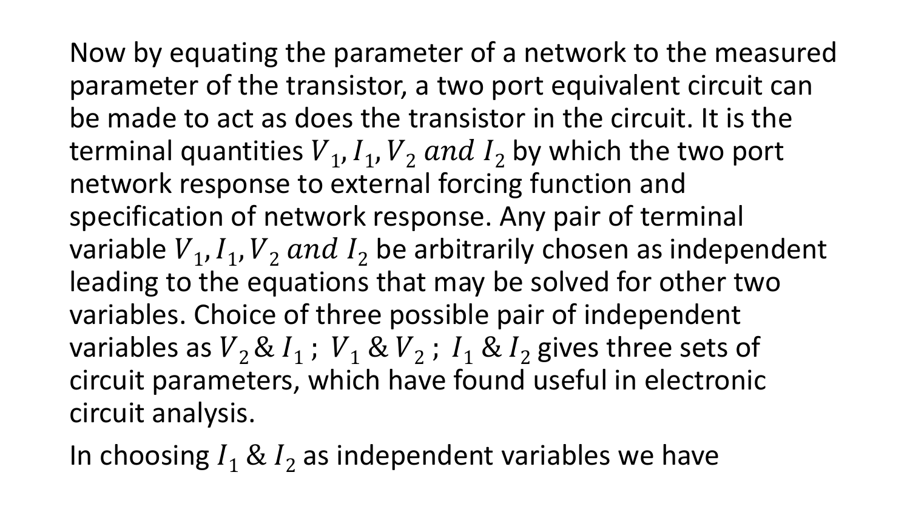Now by equating the parameter of a network to the measured parameter of the transistor, a two port equivalent circuit can be made to act as does the transistor in the circuit. It is the terminal quantities $V_1, I_1, V_2$ *and* $I_2$ by which the two port network response to external forcing function and specification of network response. Any pair of terminal variable $V_1, I_1, V_2$ *and* $I_2$ be arbitrarily chosen as independent leading to the equations that may be solved for other two variables. Choice of three possible pair of independent variables as $V_2$ & $I_1$ ; $V_1$ & $V_2$ ; $I_1$ & $I_2$ gives three sets of circuit parameters, which have found useful in electronic circuit analysis.

In choosing $I_1$ & $I_2$ as independent variables we have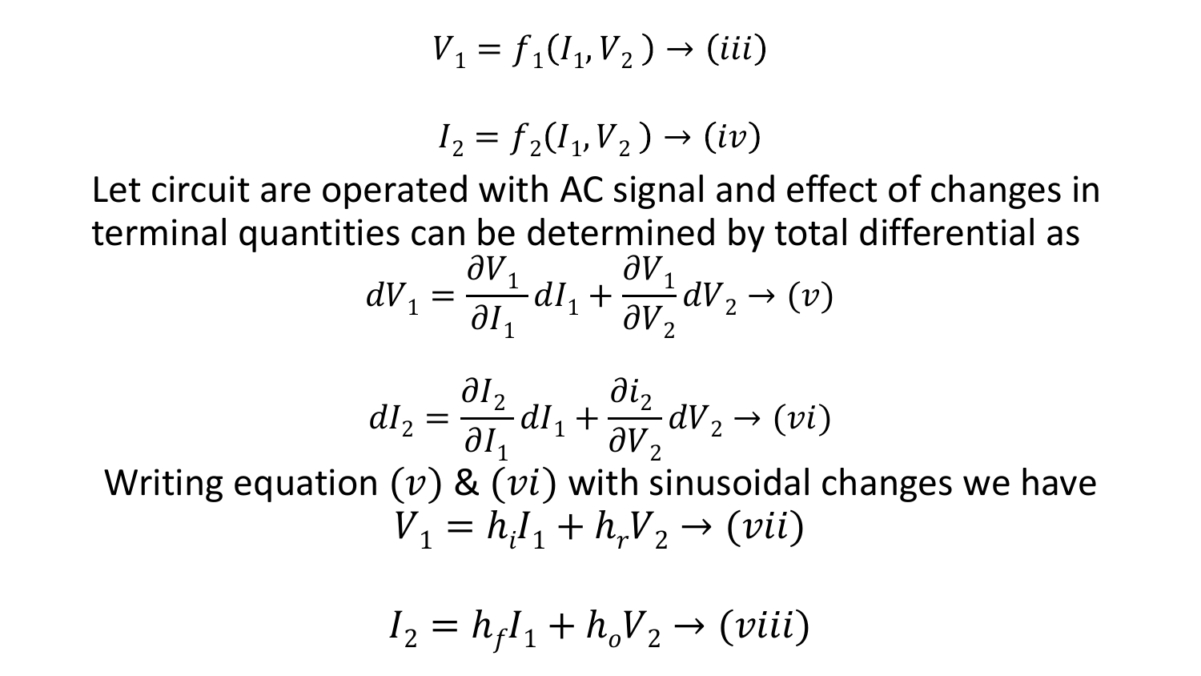$$V_1 = f_1(I_1, V_2) \rightarrow (iii)$$

$$I_2 = f_2(I_1, V_2) \rightarrow (iv)$$

Let circuit are operated with AC signal and effect of changes in terminal quantities can be determined by total differential as

$$dV_1 = \frac{\partial V_1}{\partial I_1} dI_1 + \frac{\partial V_1}{\partial V_2} dV_2 \rightarrow (v)$$

$$dI_2 = \frac{\partial I_2}{\partial I_1} dI_1 + \frac{\partial i_2}{\partial V_2} dV_2 \rightarrow (vi)$$

Writing equation $(v)$ & $(vi)$ with sinusoidal changes we have

$$V_1 = h_i I_1 + h_r V_2 \rightarrow (vii)$$

$$I_2 = h_f I_1 + h_o V_2 \rightarrow (viii)$$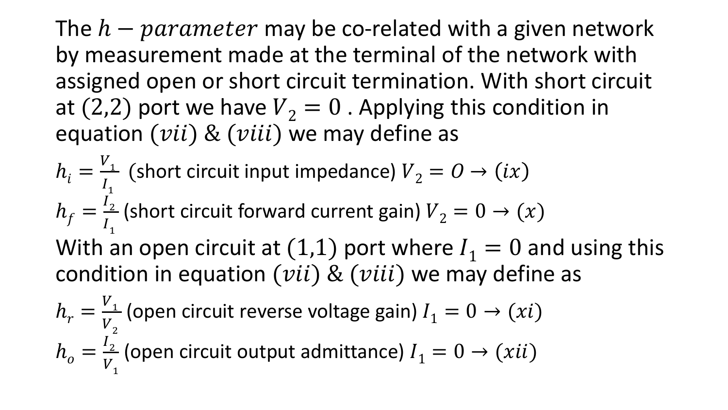The $h - parameter$ may be co-related with a given network by measurement made at the terminal of the network with assigned open or short circuit termination. With short circuit at $(2,2)$ port we have $V_2 = 0$ . Applying this condition in equation $(vii)$ & $(viii)$ we may define as

$h_i = \frac{V_1}{I_1}$ (short circuit input impedance) $V_2 = O \rightarrow (ix)$

$h_f = \frac{I_2}{I_1}$ (short circuit forward current gain) $V_2 = 0 \rightarrow (x)$

With an open circuit at $(1,1)$ port where $I_1 = 0$ and using this condition in equation $(vii)$ & $(viii)$ we may define as

$h_r = \frac{V_1}{V_2}$ (open circuit reverse voltage gain) $I_1 = 0 \rightarrow (xi)$

$h_o = \frac{I_2}{V_1}$ (open circuit output admittance) $I_1 = 0 \rightarrow (xii)$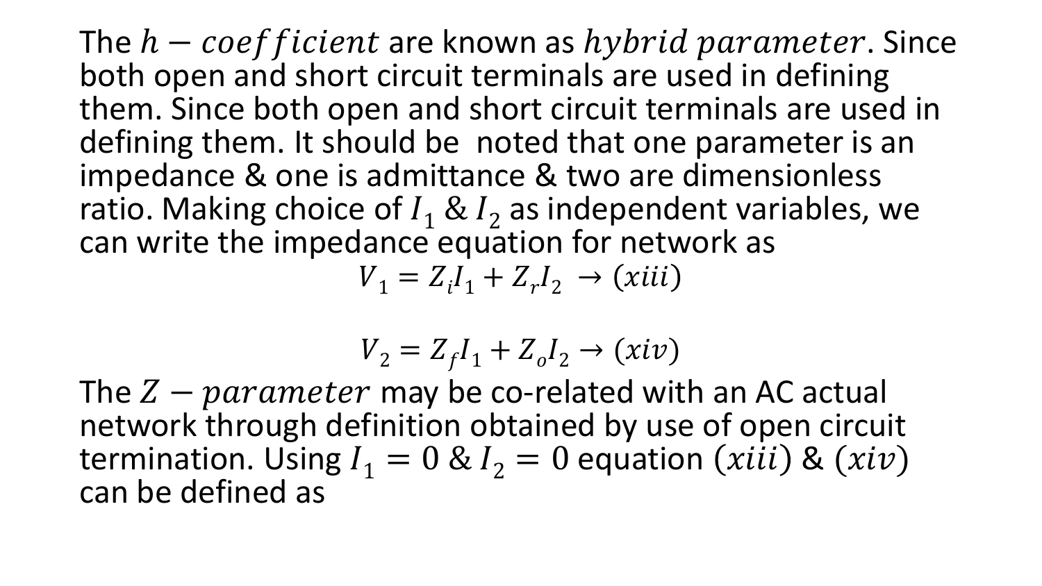The $h - coefficient$ are known as $hybrid\ parameter$. Since both open and short circuit terminals are used in defining them. Since both open and short circuit terminals are used in defining them. It should be noted that one parameter is an impedance & one is admittance & two are dimensionless ratio. Making choice of $I_1$ & $I_2$ as independent variables, we can write the impedance equation for network as

$$V_1 = Z_i I_1 + Z_r I_2 \rightarrow (xiii)$$

$$V_2 = Z_f I_1 + Z_o I_2 \rightarrow (xiv)$$

The $Z - parameter$ may be co-related with an AC actual network through definition obtained by use of open circuit termination. Using $I_1 = 0$ & $I_2 = 0$ equation $(xiii)$ & $(xiv)$ can be defined as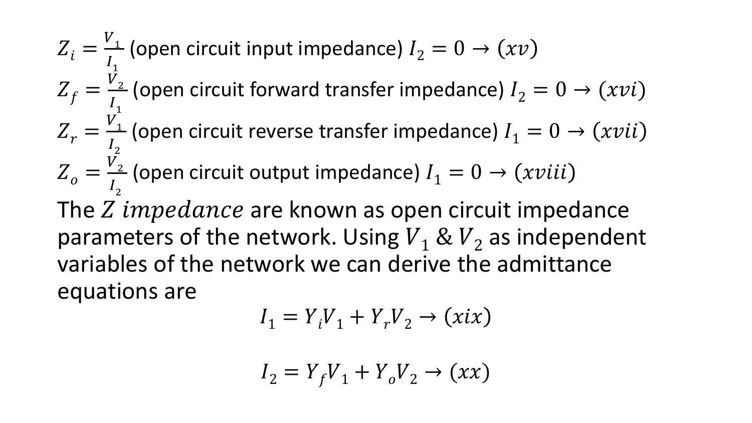$Z_i = \frac{V_1}{I_1}$ (open circuit input impedance) $I_2 = 0 \rightarrow (xv)$

$Z_f = \frac{V_2}{I_1}$ (open circuit forward transfer impedance) $I_2 = 0 \rightarrow (xvi)$

$Z_r = \frac{V_1}{I_2}$ (open circuit reverse transfer impedance) $I_1 = 0 \rightarrow (xvii)$

$Z_o = \frac{V_2}{I_2}$ (open circuit output impedance) $I_1 = 0 \rightarrow (xviii)$

The $Z\ impedance$ are known as open circuit impedance parameters of the network. Using $V_1\ \&\ V_2$ as independent variables of the network we can derive the admittance equations are

$$I_1 = Y_i V_1 + Y_r V_2 \rightarrow (xix)$$

$$I_2 = Y_f V_1 + Y_o V_2 \rightarrow (xx)$$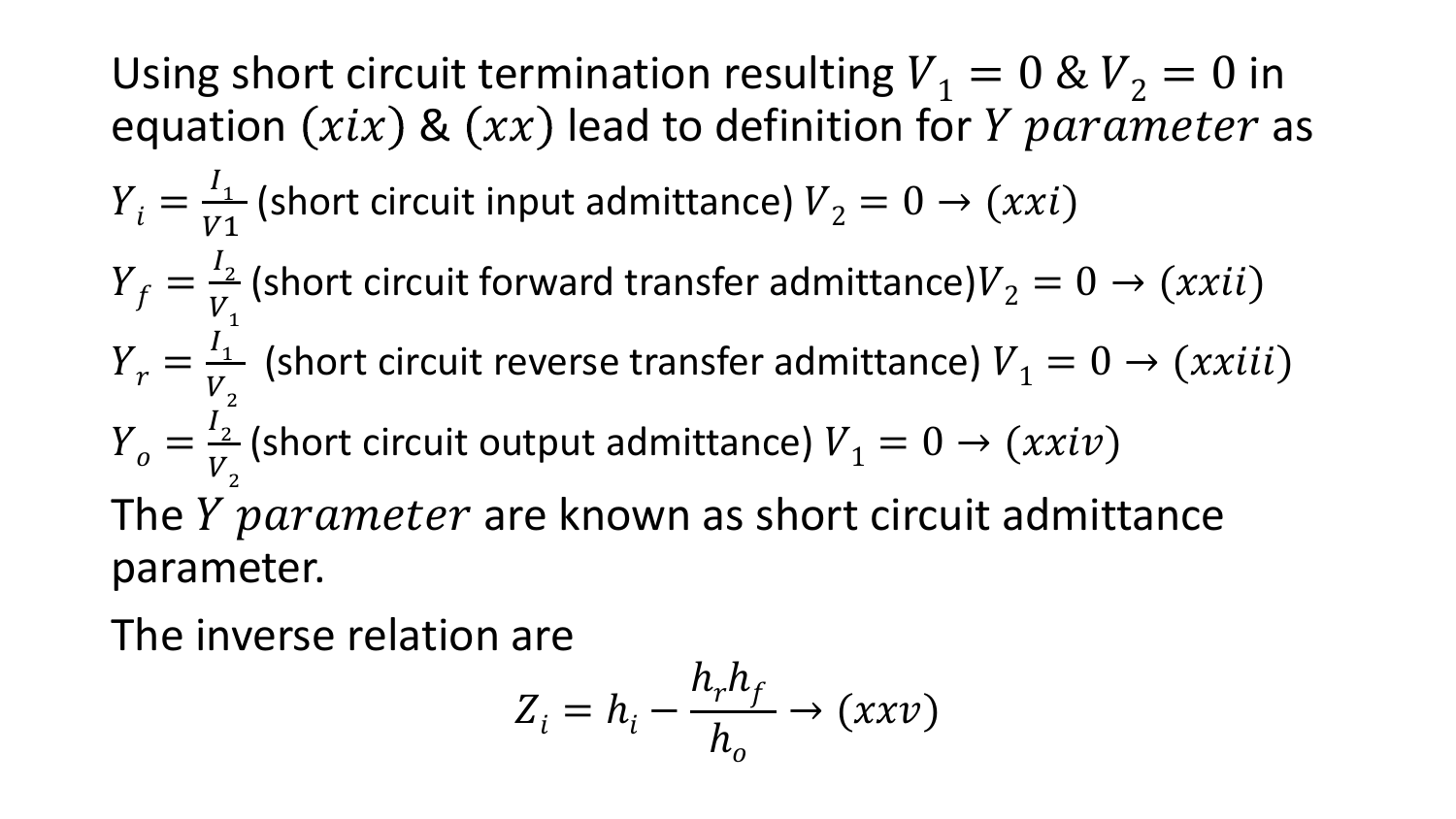Using short circuit termination resulting $V_1 = 0$ & $V_2 = 0$ in equation $(xix)$ & $(xx)$ lead to definition for $Y\ parameter$ as

$Y_i = \frac{I_1}{V1}$ (short circuit input admittance) $V_2 = 0 \rightarrow (xxi)$

$Y_f = \frac{I_2}{V_1}$ (short circuit forward transfer admittance) $V_2 = 0 \rightarrow (xxii)$

$Y_r = \frac{I_1}{V_2}$ (short circuit reverse transfer admittance) $V_1 = 0 \rightarrow (xxiii)$

$Y_o = \frac{I_2}{V_2}$ (short circuit output admittance) $V_1 = 0 \rightarrow (xxiv)$

The $Y\ parameter$ are known as short circuit admittance parameter.

The inverse relation are

$$Z_i = h_i - \frac{h_r h_f}{h_o} \rightarrow (xxv)$$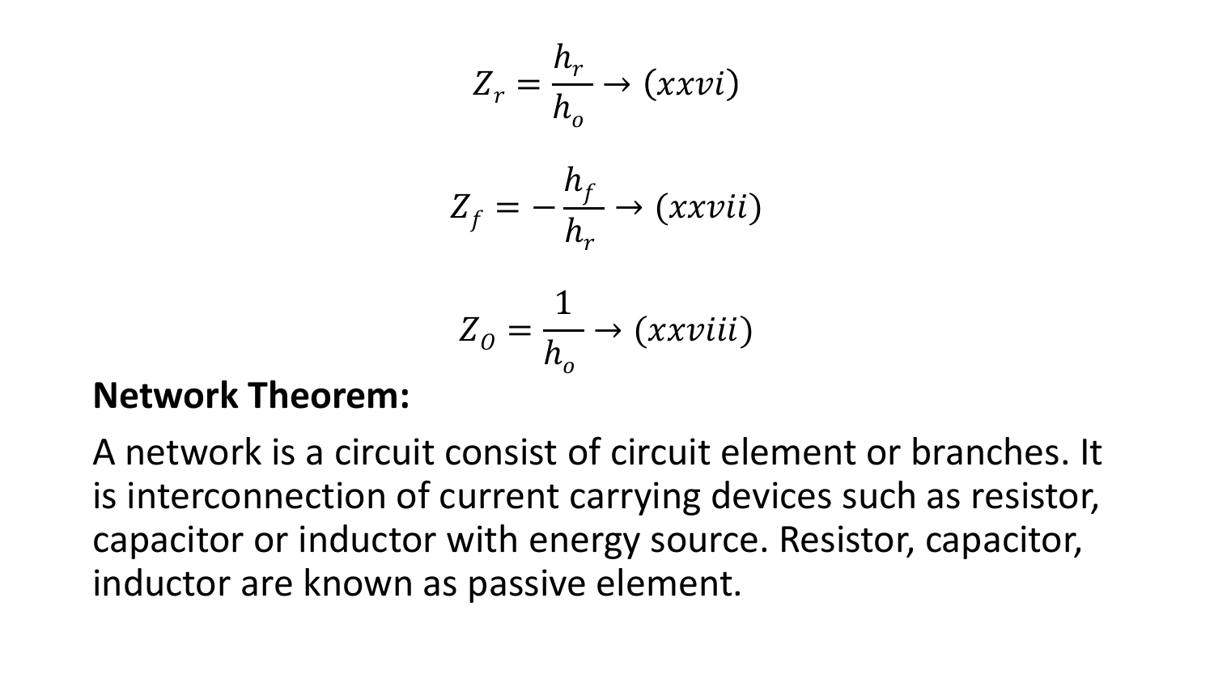$$Z_r = \frac{h_r}{h_o} \rightarrow (xxvi)$$

$$Z_f = -\frac{h_f}{h_r} \rightarrow (xxvii)$$

$$Z_O = \frac{1}{h_o} \rightarrow (xxviii)$$

**Network Theorem:**

A network is a circuit consist of circuit element or branches. It is interconnection of current carrying devices such as resistor, capacitor or inductor with energy source. Resistor, capacitor, inductor are known as passive element.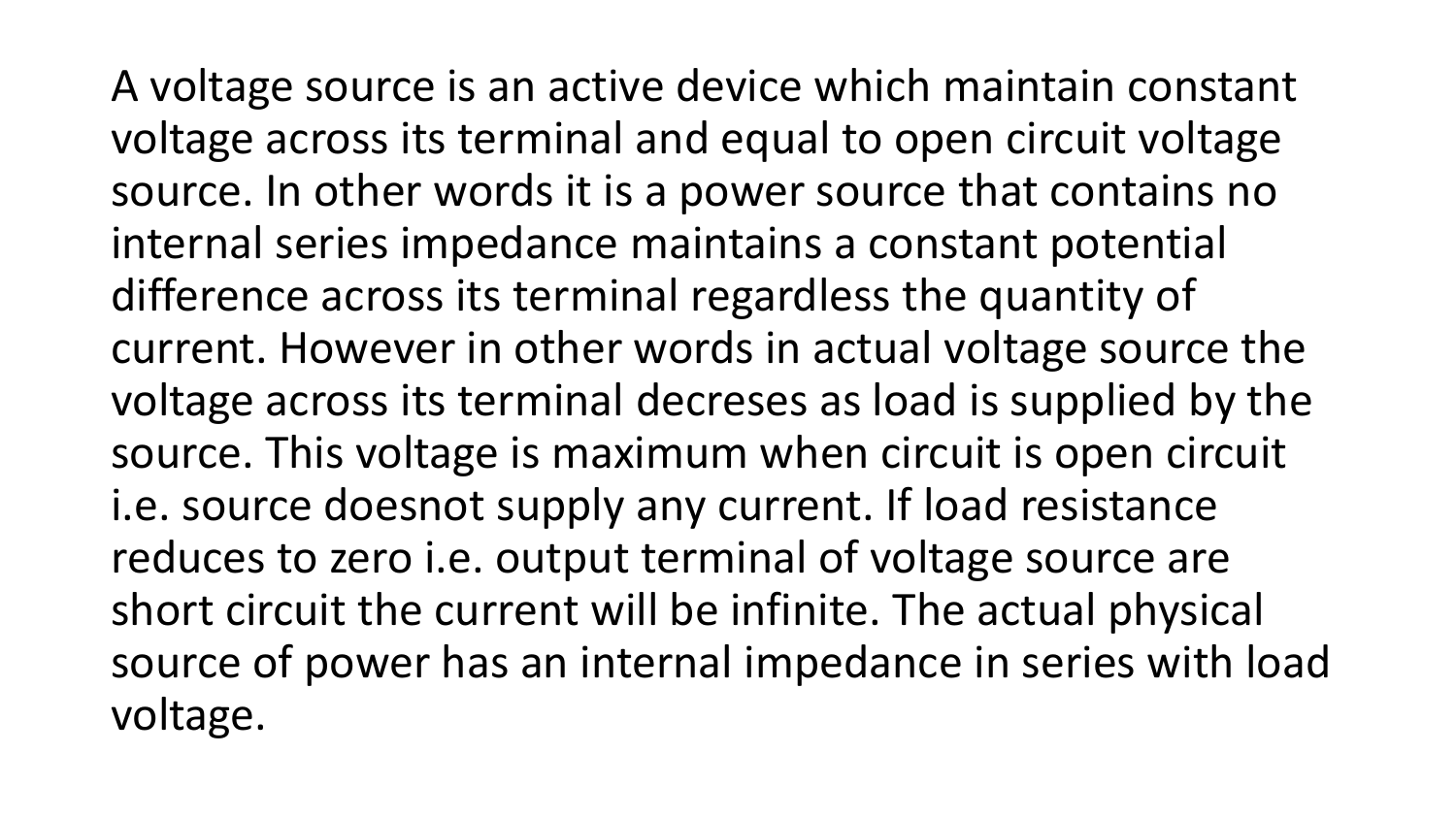A voltage source is an active device which maintain constant voltage across its terminal and equal to open circuit voltage source. In other words it is a power source that contains no internal series impedance maintains a constant potential difference across its terminal regardless the quantity of current. However in other words in actual voltage source the voltage across its terminal decreses as load is supplied by the source. This voltage is maximum when circuit is open circuit i.e. source doesnot supply any current. If load resistance reduces to zero i.e. output terminal of voltage source are short circuit the current will be infinite. The actual physical source of power has an internal impedance in series with load voltage.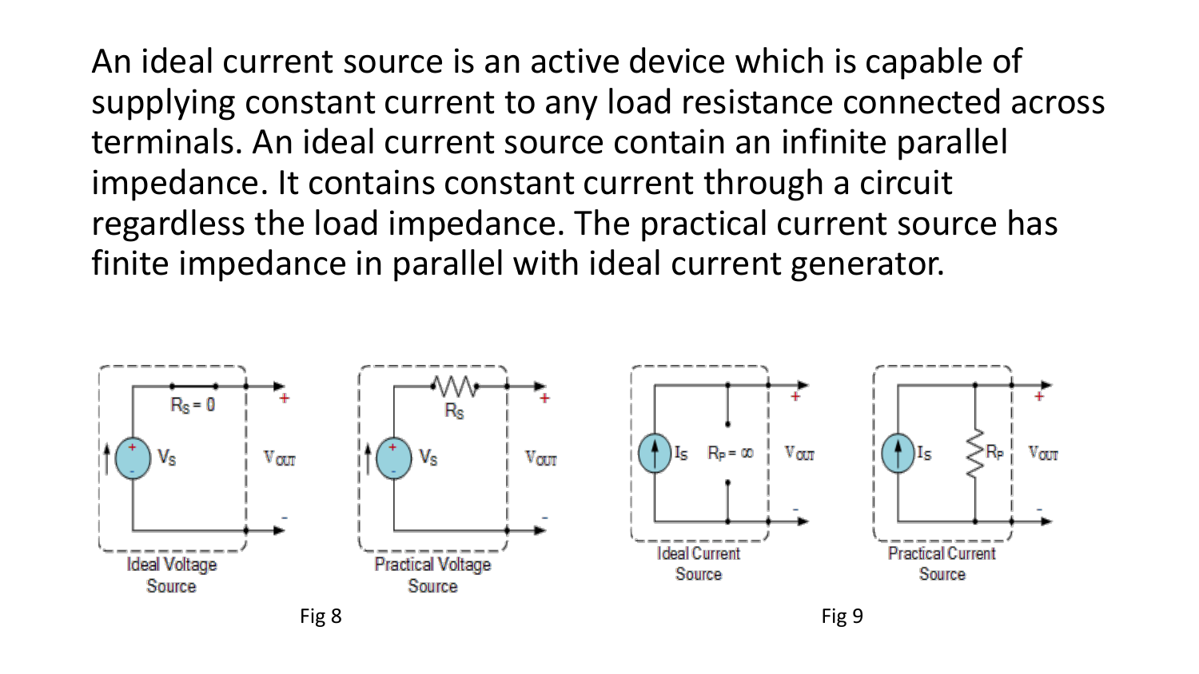An ideal current source is an active device which is capable of supplying constant current to any load resistance connected across terminals. An ideal current source contain an infinite parallel impedance. It contains constant current through a circuit regardless the load impedance. The practical current source has finite impedance in parallel with ideal current generator.

$R_S = 0$

$V_S$

$V_{OUT}$

Ideal Voltage Source

$R_S$

$V_S$

$V_{OUT}$

Practical Voltage Source

Fig 8

$I_S$

$R_P = \infty$

$V_{OUT}$

Ideal Current Source

$I_S$

$R_P$

$V_{OUT}$

Practical Current Source

Fig 9